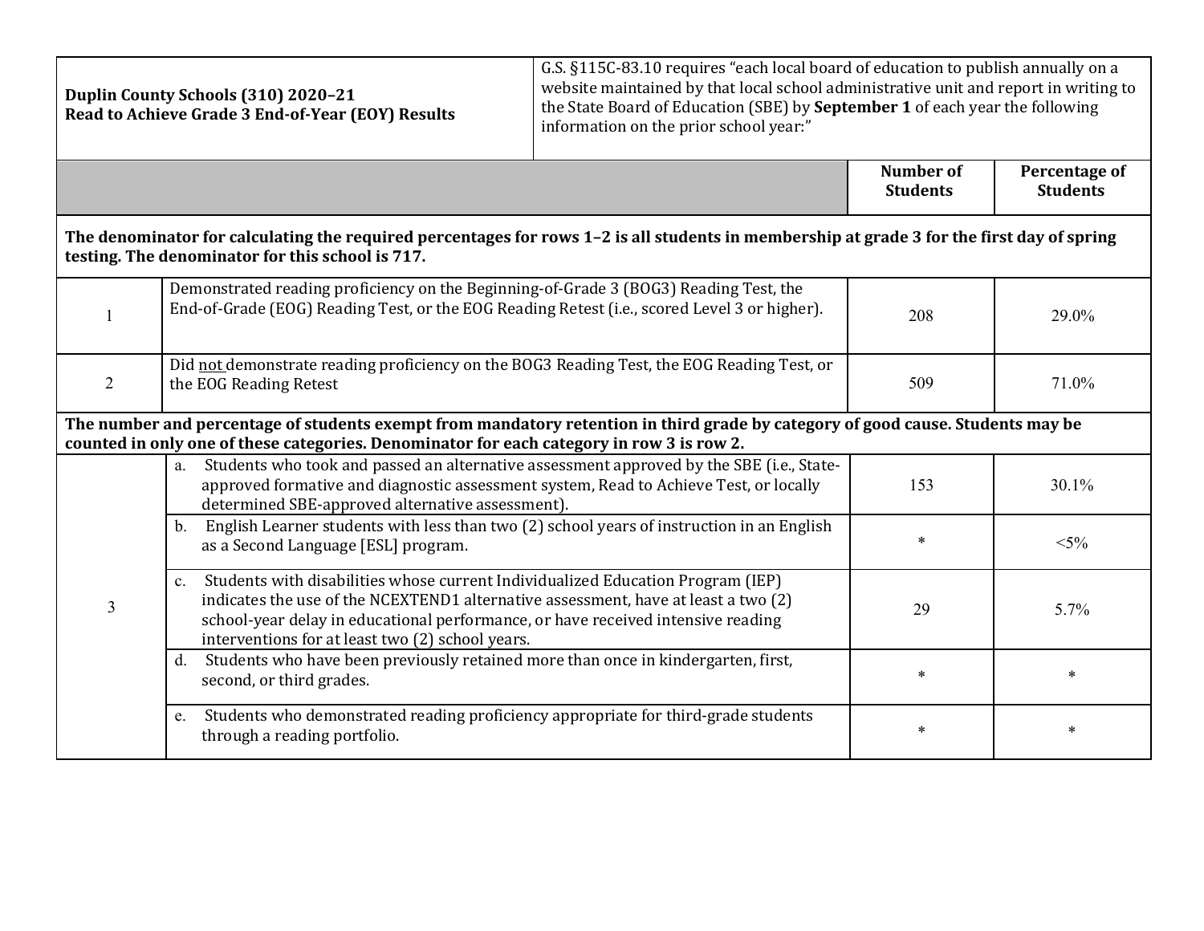| **Duplin County Schools (310) 2020–21<br>Read to Achieve Grade 3 End-of-Year (EOY) Results** | G.S. §115C-83.10 requires "each local board of education to publish annually on a website maintained by that local school administrative unit and report in writing to the State Board of Education (SBE) by **September 1** of each year the following information on the prior school year:" | | |
|---|---|---|---|
| | | **Number of Students** | **Percentage of Students** |
| **The denominator for calculating the required percentages for rows 1–2 is all students in membership at grade 3 for the first day of spring testing. The denominator for this school is 717.** | | | |
| 1 | Demonstrated reading proficiency on the Beginning-of-Grade 3 (BOG3) Reading Test, the End-of-Grade (EOG) Reading Test, or the EOG Reading Retest (i.e., scored Level 3 or higher). | 208 | 29.0% |
| 2 | Did not demonstrate reading proficiency on the BOG3 Reading Test, the EOG Reading Test, or the EOG Reading Retest | 509 | 71.0% |
| **The number and percentage of students exempt from mandatory retention in third grade by category of good cause. Students may be counted in only one of these categories. Denominator for each category in row 3 is row 2.** | | | |
| 3 | a. Students who took and passed an alternative assessment approved by the SBE (i.e., State-approved formative and diagnostic assessment system, Read to Achieve Test, or locally determined SBE-approved alternative assessment). | 153 | 30.1% |
| | b. English Learner students with less than two (2) school years of instruction in an English as a Second Language [ESL] program. | * | <5% |
| | c. Students with disabilities whose current Individualized Education Program (IEP) indicates the use of the NCEXTEND1 alternative assessment, have at least a two (2) school-year delay in educational performance, or have received intensive reading interventions for at least two (2) school years. | 29 | 5.7% |
| | d. Students who have been previously retained more than once in kindergarten, first, second, or third grades. | * | * |
| | e. Students who demonstrated reading proficiency appropriate for third-grade students through a reading portfolio. | * | * |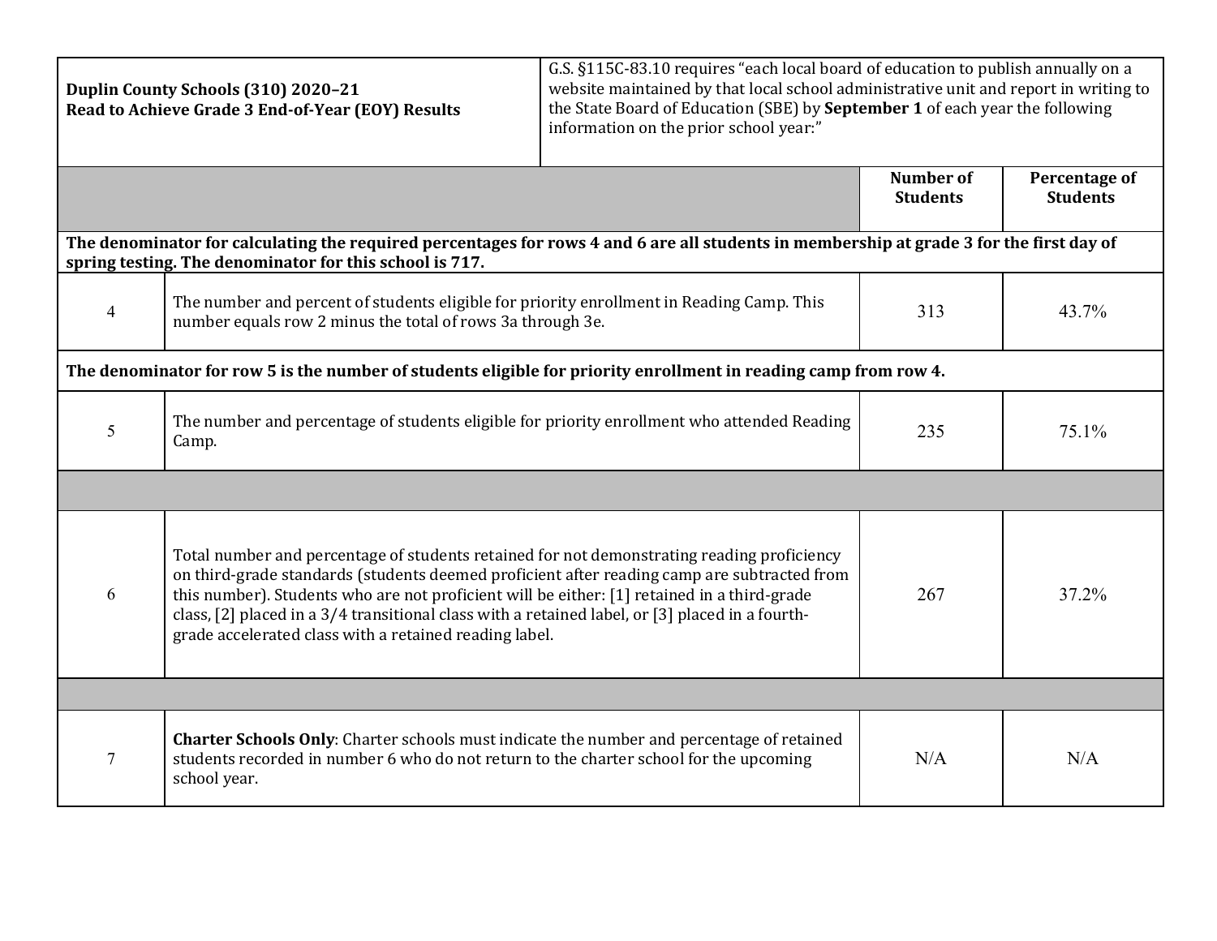| **Duplin County Schools (310) 2020–21 Read to Achieve Grade 3 End-of-Year (EOY) Results** | G.S. §115C-83.10 requires "each local board of education to publish annually on a website maintained by that local school administrative unit and report in writing to the State Board of Education (SBE) by **September 1** of each year the following information on the prior school year:" | | |
|---|---|---|---|
| | | **Number of Students** | **Percentage of Students** |
| **The denominator for calculating the required percentages for rows 4 and 6 are all students in membership at grade 3 for the first day of spring testing. The denominator for this school is 717.** | | | |
| 4 | The number and percent of students eligible for priority enrollment in Reading Camp. This number equals row 2 minus the total of rows 3a through 3e. | 313 | 43.7% |
| **The denominator for row 5 is the number of students eligible for priority enrollment in reading camp from row 4.** | | | |
| 5 | The number and percentage of students eligible for priority enrollment who attended Reading Camp. | 235 | 75.1% |
| | | | |
| 6 | Total number and percentage of students retained for not demonstrating reading proficiency on third-grade standards (students deemed proficient after reading camp are subtracted from this number). Students who are not proficient will be either: [1] retained in a third-grade class, [2] placed in a 3/4 transitional class with a retained label, or [3] placed in a fourth-grade accelerated class with a retained reading label. | 267 | 37.2% |
| | | | |
| 7 | **Charter Schools Only**: Charter schools must indicate the number and percentage of retained students recorded in number 6 who do not return to the charter school for the upcoming school year. | N/A | N/A |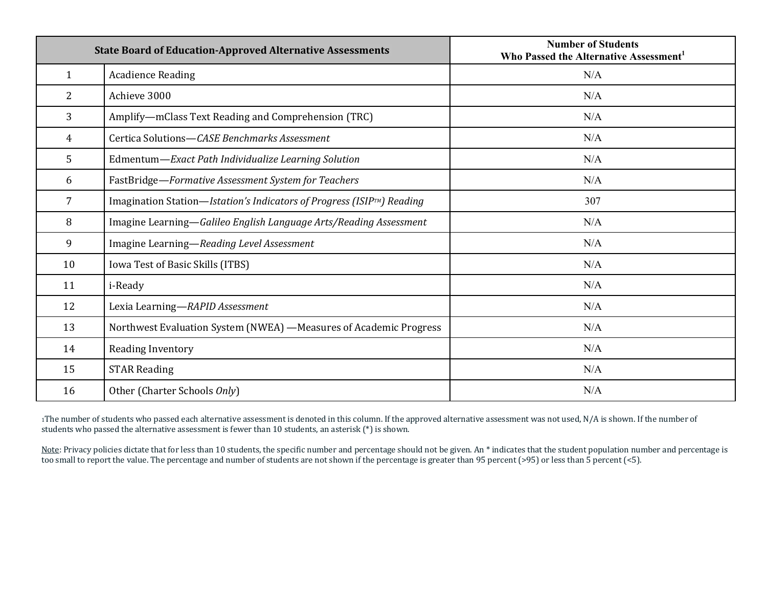| State Board of Education-Approved Alternative Assessments | | Number of Students Who Passed the Alternative Assessment[1] |
|---|---|---|
| 1 | Acadience Reading | N/A |
| 2 | Achieve 3000 | N/A |
| 3 | Amplify—mClass Text Reading and Comprehension (TRC) | N/A |
| 4 | Certica Solutions—*CASE Benchmarks Assessment* | N/A |
| 5 | Edmentum—*Exact Path Individualize Learning Solution* | N/A |
| 6 | FastBridge—*Formative Assessment System for Teachers* | N/A |
| 7 | Imagination Station—*Istation's Indicators of Progress (ISIP™) Reading* | 307 |
| 8 | Imagine Learning—*Galileo English Language Arts/Reading Assessment* | N/A |
| 9 | Imagine Learning—*Reading Level Assessment* | N/A |
| 10 | Iowa Test of Basic Skills (ITBS) | N/A |
| 11 | i-Ready | N/A |
| 12 | Lexia Learning—*RAPID Assessment* | N/A |
| 13 | Northwest Evaluation System (NWEA) —Measures of Academic Progress | N/A |
| 14 | Reading Inventory | N/A |
| 15 | STAR Reading | N/A |
| 16 | Other (Charter Schools *Only*) | N/A |

[1]The number of students who passed each alternative assessment is denoted in this column. If the approved alternative assessment was not used, N/A is shown. If the number of students who passed the alternative assessment is fewer than 10 students, an asterisk (*) is shown.

Note: Privacy policies dictate that for less than 10 students, the specific number and percentage should not be given. An * indicates that the student population number and percentage is too small to report the value. The percentage and number of students are not shown if the percentage is greater than 95 percent (>95) or less than 5 percent (<5).